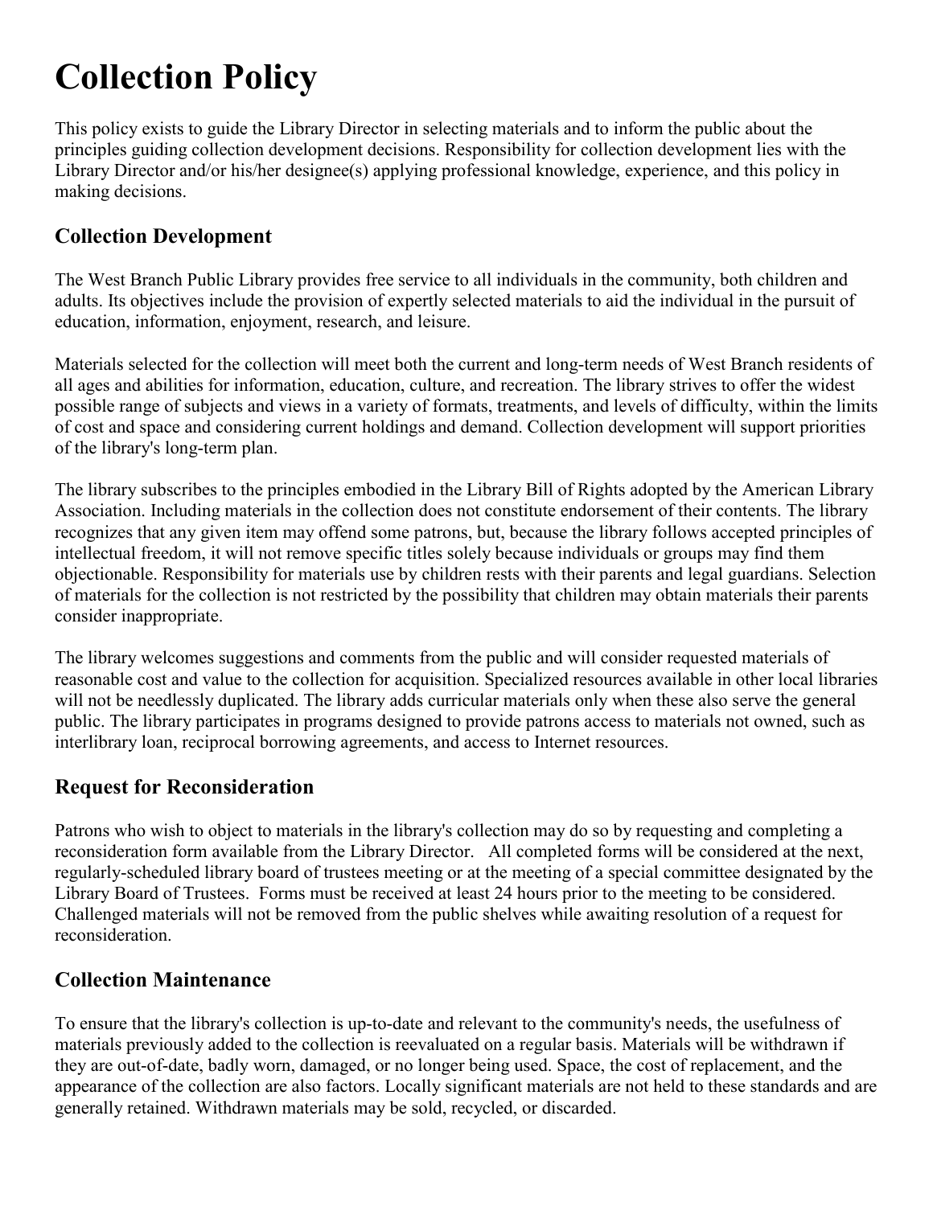# Collection Policy

This policy exists to guide the Library Director in selecting materials and to inform the public about the principles guiding collection development decisions. Responsibility for collection development lies with the Library Director and/or his/her designee(s) applying professional knowledge, experience, and this policy in making decisions.

## Collection Development

The West Branch Public Library provides free service to all individuals in the community, both children and adults. Its objectives include the provision of expertly selected materials to aid the individual in the pursuit of education, information, enjoyment, research, and leisure.

Materials selected for the collection will meet both the current and long-term needs of West Branch residents of all ages and abilities for information, education, culture, and recreation. The library strives to offer the widest possible range of subjects and views in a variety of formats, treatments, and levels of difficulty, within the limits of cost and space and considering current holdings and demand. Collection development will support priorities of the library's long-term plan.

The library subscribes to the principles embodied in the Library Bill of Rights adopted by the American Library Association. Including materials in the collection does not constitute endorsement of their contents. The library recognizes that any given item may offend some patrons, but, because the library follows accepted principles of intellectual freedom, it will not remove specific titles solely because individuals or groups may find them objectionable. Responsibility for materials use by children rests with their parents and legal guardians. Selection of materials for the collection is not restricted by the possibility that children may obtain materials their parents consider inappropriate.

The library welcomes suggestions and comments from the public and will consider requested materials of reasonable cost and value to the collection for acquisition. Specialized resources available in other local libraries will not be needlessly duplicated. The library adds curricular materials only when these also serve the general public. The library participates in programs designed to provide patrons access to materials not owned, such as interlibrary loan, reciprocal borrowing agreements, and access to Internet resources.

## Request for Reconsideration

Patrons who wish to object to materials in the library's collection may do so by requesting and completing a reconsideration form available from the Library Director. All completed forms will be considered at the next, regularly-scheduled library board of trustees meeting or at the meeting of a special committee designated by the Library Board of Trustees. Forms must be received at least 24 hours prior to the meeting to be considered. Challenged materials will not be removed from the public shelves while awaiting resolution of a request for reconsideration.

## Collection Maintenance

To ensure that the library's collection is up-to-date and relevant to the community's needs, the usefulness of materials previously added to the collection is reevaluated on a regular basis. Materials will be withdrawn if they are out-of-date, badly worn, damaged, or no longer being used. Space, the cost of replacement, and the appearance of the collection are also factors. Locally significant materials are not held to these standards and are generally retained. Withdrawn materials may be sold, recycled, or discarded.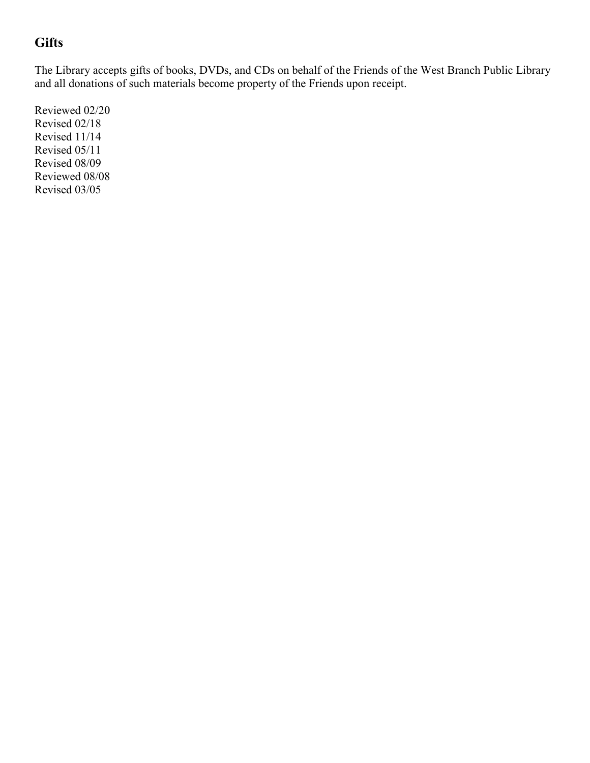## Gifts

The Library accepts gifts of books, DVDs, and CDs on behalf of the Friends of the West Branch Public Library and all donations of such materials become property of the Friends upon receipt.

Reviewed 02/20
Revised 02/18
Revised 11/14
Revised 05/11
Revised 08/09
Reviewed 08/08
Revised 03/05